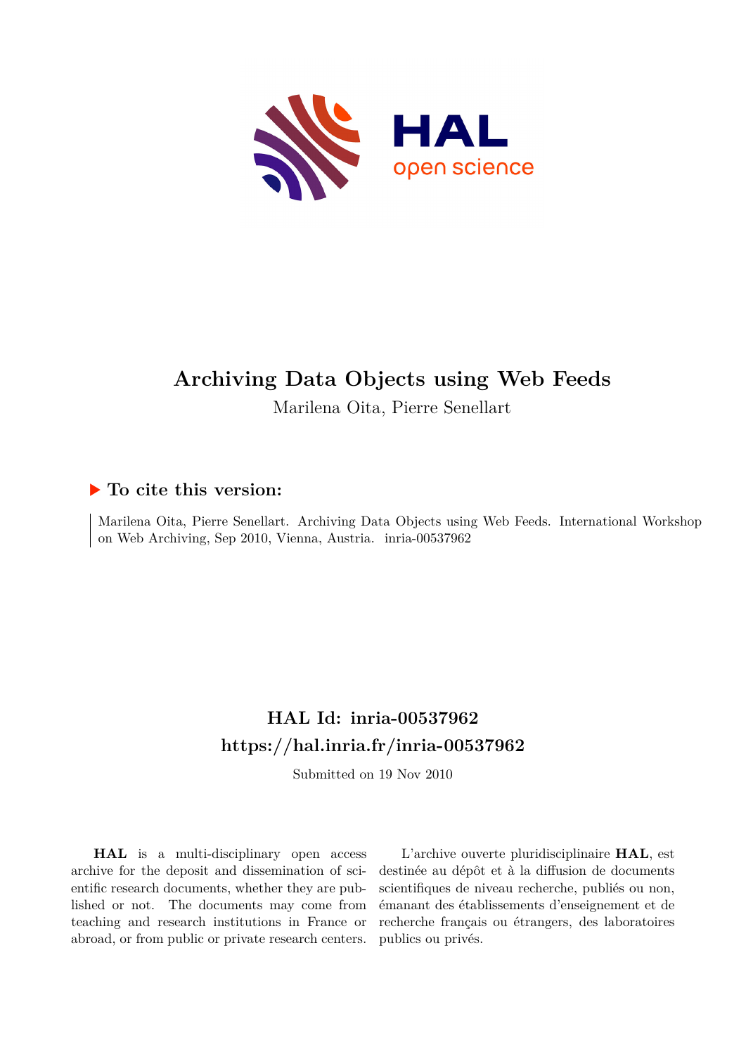# Archiving Data Objects using Web Feeds

Marilena Oita, Pierre Senellart

## ▶ To cite this version:

Marilena Oita, Pierre Senellart. Archiving Data Objects using Web Feeds. International Workshop on Web Archiving, Sep 2010, Vienna, Austria. inria-00537962

## HAL Id: inria-00537962

## https://hal.inria.fr/inria-00537962

Submitted on 19 Nov 2010

**HAL** is a multi-disciplinary open access archive for the deposit and dissemination of scientific research documents, whether they are published or not. The documents may come from teaching and research institutions in France or abroad, or from public or private research centers.

L'archive ouverte pluridisciplinaire **HAL**, est destinée au dépôt et à la diffusion de documents scientifiques de niveau recherche, publiés ou non, émanant des établissements d'enseignement et de recherche français ou étrangers, des laboratoires publics ou privés.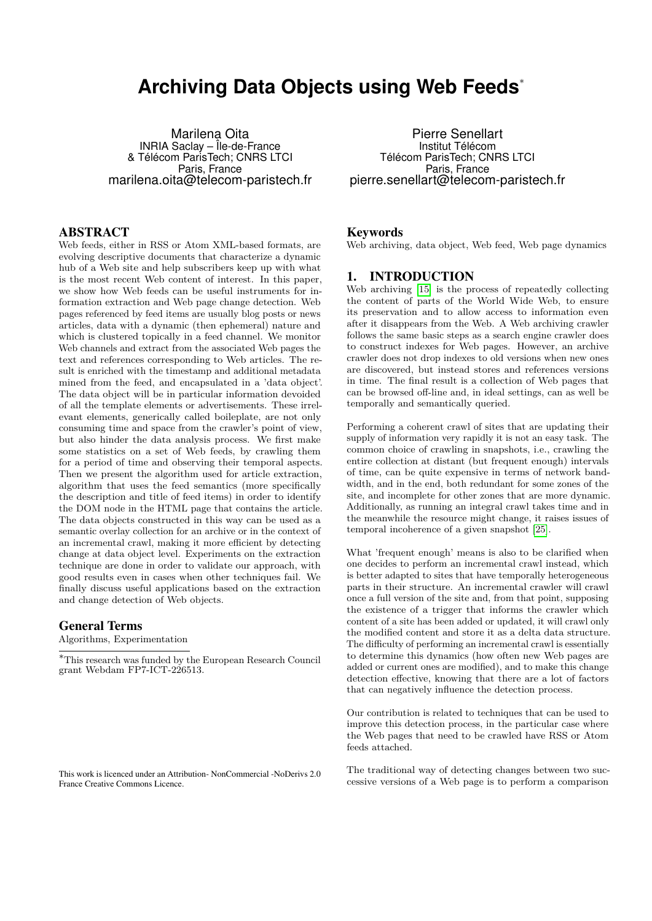# Archiving Data Objects using Web Feeds*

Marilena Oita
INRIA Saclay – Île-de-France
& Télécom ParisTech; CNRS LTCI
Paris, France
marilena.oita@telecom-paristech.fr

Pierre Senellart
Institut Télécom
Télécom ParisTech; CNRS LTCI
Paris, France
pierre.senellart@telecom-paristech.fr

## ABSTRACT

Web feeds, either in RSS or Atom XML-based formats, are evolving descriptive documents that characterize a dynamic hub of a Web site and help subscribers keep up with what is the most recent Web content of interest. In this paper, we show how Web feeds can be useful instruments for information extraction and Web page change detection. Web pages referenced by feed items are usually blog posts or news articles, data with a dynamic (then ephemeral) nature and which is clustered topically in a feed channel. We monitor Web channels and extract from the associated Web pages the text and references corresponding to Web articles. The result is enriched with the timestamp and additional metadata mined from the feed, and encapsulated in a 'data object'. The data object will be in particular information devoided of all the template elements or advertisements. These irrelevant elements, generically called boileplate, are not only consuming time and space from the crawler's point of view, but also hinder the data analysis process. We first make some statistics on a set of Web feeds, by crawling them for a period of time and observing their temporal aspects. Then we present the algorithm used for article extraction, algorithm that uses the feed semantics (more specifically the description and title of feed items) in order to identify the DOM node in the HTML page that contains the article. The data objects constructed in this way can be used as a semantic overlay collection for an archive or in the context of an incremental crawl, making it more efficient by detecting change at data object level. Experiments on the extraction technique are done in order to validate our approach, with good results even in cases when other techniques fail. We finally discuss useful applications based on the extraction and change detection of Web objects.

## General Terms

Algorithms, Experimentation

*This research was funded by the European Research Council grant Webdam FP7-ICT-226513.

This work is licenced under an Attribution- NonCommercial -NoDerivs 2.0 France Creative Commons Licence.

## Keywords

Web archiving, data object, Web feed, Web page dynamics

## 1. INTRODUCTION

Web archiving [15] is the process of repeatedly collecting the content of parts of the World Wide Web, to ensure its preservation and to allow access to information even after it disappears from the Web. A Web archiving crawler follows the same basic steps as a search engine crawler does to construct indexes for Web pages. However, an archive crawler does not drop indexes to old versions when new ones are discovered, but instead stores and references versions in time. The final result is a collection of Web pages that can be browsed off-line and, in ideal settings, can as well be temporally and semantically queried.

Performing a coherent crawl of sites that are updating their supply of information very rapidly it is not an easy task. The common choice of crawling in snapshots, i.e., crawling the entire collection at distant (but frequent enough) intervals of time, can be quite expensive in terms of network bandwidth, and in the end, both redundant for some zones of the site, and incomplete for other zones that are more dynamic. Additionally, as running an integral crawl takes time and in the meanwhile the resource might change, it raises issues of temporal incoherence of a given snapshot [25].

What 'frequent enough' means is also to be clarified when one decides to perform an incremental crawl instead, which is better adapted to sites that have temporally heterogeneous parts in their structure. An incremental crawler will crawl once a full version of the site and, from that point, supposing the existence of a trigger that informs the crawler which content of a site has been added or updated, it will crawl only the modified content and store it as a delta data structure. The difficulty of performing an incremental crawl is essentially to determine this dynamics (how often new Web pages are added or current ones are modified), and to make this change detection effective, knowing that there are a lot of factors that can negatively influence the detection process.

Our contribution is related to techniques that can be used to improve this detection process, in the particular case where the Web pages that need to be crawled have RSS or Atom feeds attached.

The traditional way of detecting changes between two successive versions of a Web page is to perform a comparison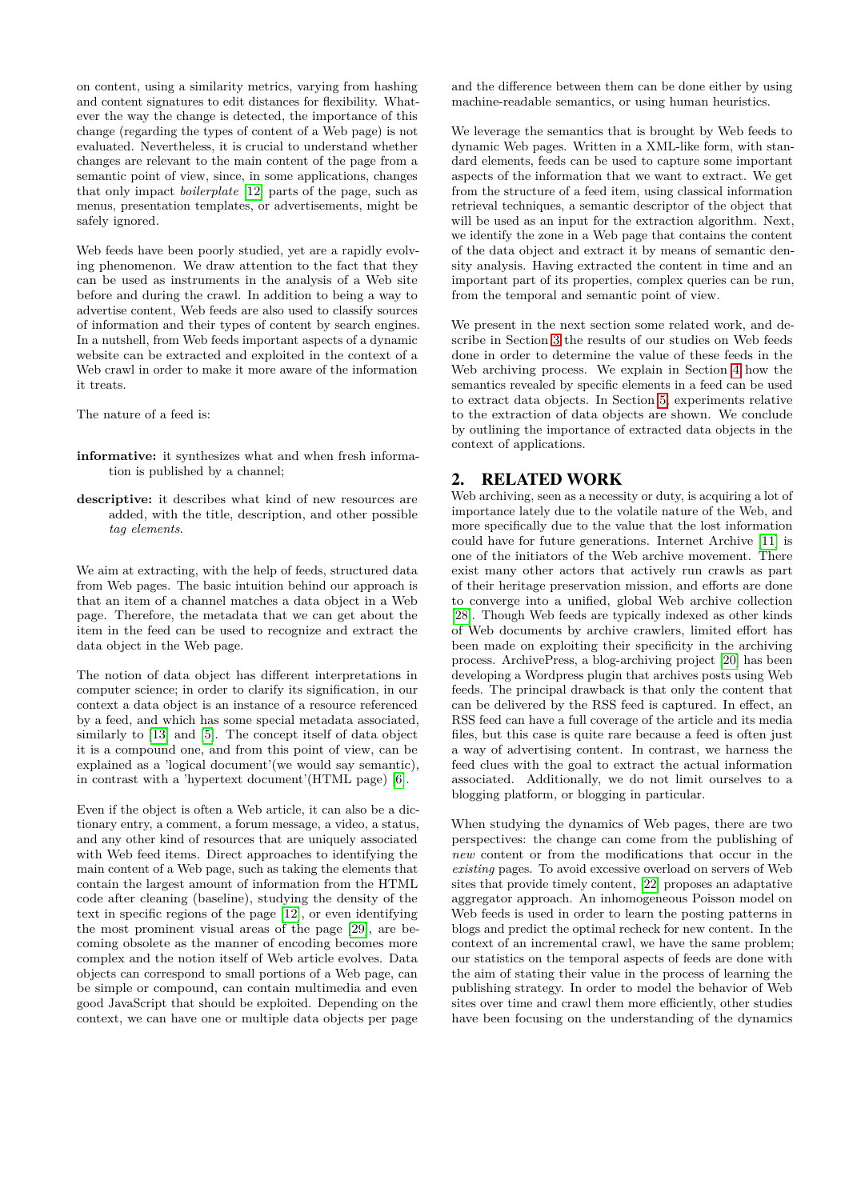on content, using a similarity metrics, varying from hashing and content signatures to edit distances for flexibility. Whatever the way the change is detected, the importance of this change (regarding the types of content of a Web page) is not evaluated. Nevertheless, it is crucial to understand whether changes are relevant to the main content of the page from a semantic point of view, since, in some applications, changes that only impact *boilerplate* [12] parts of the page, such as menus, presentation templates, or advertisements, might be safely ignored.

Web feeds have been poorly studied, yet are a rapidly evolving phenomenon. We draw attention to the fact that they can be used as instruments in the analysis of a Web site before and during the crawl. In addition to being a way to advertise content, Web feeds are also used to classify sources of information and their types of content by search engines. In a nutshell, from Web feeds important aspects of a dynamic website can be extracted and exploited in the context of a Web crawl in order to make it more aware of the information it treats.

The nature of a feed is:

**informative:** it synthesizes what and when fresh information is published by a channel;

**descriptive:** it describes what kind of new resources are added, with the title, description, and other possible *tag elements*.

We aim at extracting, with the help of feeds, structured data from Web pages. The basic intuition behind our approach is that an item of a channel matches a data object in a Web page. Therefore, the metadata that we can get about the item in the feed can be used to recognize and extract the data object in the Web page.

The notion of data object has different interpretations in computer science; in order to clarify its signification, in our context a data object is an instance of a resource referenced by a feed, and which has some special metadata associated, similarly to [13] and [5]. The concept itself of data object it is a compound one, and from this point of view, can be explained as a 'logical document'(we would say semantic), in contrast with a 'hypertext document'(HTML page) [6].

Even if the object is often a Web article, it can also be a dictionary entry, a comment, a forum message, a video, a status, and any other kind of resources that are uniquely associated with Web feed items. Direct approaches to identifying the main content of a Web page, such as taking the elements that contain the largest amount of information from the HTML code after cleaning (baseline), studying the density of the text in specific regions of the page [12], or even identifying the most prominent visual areas of the page [29], are becoming obsolete as the manner of encoding becomes more complex and the notion itself of Web article evolves. Data objects can correspond to small portions of a Web page, can be simple or compound, can contain multimedia and even good JavaScript that should be exploited. Depending on the context, we can have one or multiple data objects per page and the difference between them can be done either by using machine-readable semantics, or using human heuristics.

We leverage the semantics that is brought by Web feeds to dynamic Web pages. Written in a XML-like form, with standard elements, feeds can be used to capture some important aspects of the information that we want to extract. We get from the structure of a feed item, using classical information retrieval techniques, a semantic descriptor of the object that will be used as an input for the extraction algorithm. Next, we identify the zone in a Web page that contains the content of the data object and extract it by means of semantic density analysis. Having extracted the content in time and an important part of its properties, complex queries can be run, from the temporal and semantic point of view.

We present in the next section some related work, and describe in Section 3 the results of our studies on Web feeds done in order to determine the value of these feeds in the Web archiving process. We explain in Section 4 how the semantics revealed by specific elements in a feed can be used to extract data objects. In Section 5, experiments relative to the extraction of data objects are shown. We conclude by outlining the importance of extracted data objects in the context of applications.

## 2. RELATED WORK

Web archiving, seen as a necessity or duty, is acquiring a lot of importance lately due to the volatile nature of the Web, and more specifically due to the value that the lost information could have for future generations. Internet Archive [11] is one of the initiators of the Web archive movement. There exist many other actors that actively run crawls as part of their heritage preservation mission, and efforts are done to converge into a unified, global Web archive collection [28]. Though Web feeds are typically indexed as other kinds of Web documents by archive crawlers, limited effort has been made on exploiting their specificity in the archiving process. ArchivePress, a blog-archiving project [20] has been developing a Wordpress plugin that archives posts using Web feeds. The principal drawback is that only the content that can be delivered by the RSS feed is captured. In effect, an RSS feed can have a full coverage of the article and its media files, but this case is quite rare because a feed is often just a way of advertising content. In contrast, we harness the feed clues with the goal to extract the actual information associated. Additionally, we do not limit ourselves to a blogging platform, or blogging in particular.

When studying the dynamics of Web pages, there are two perspectives: the change can come from the publishing of *new* content or from the modifications that occur in the *existing* pages. To avoid excessive overload on servers of Web sites that provide timely content, [22] proposes an adaptative aggregator approach. An inhomogeneous Poisson model on Web feeds is used in order to learn the posting patterns in blogs and predict the optimal recheck for new content. In the context of an incremental crawl, we have the same problem; our statistics on the temporal aspects of feeds are done with the aim of stating their value in the process of learning the publishing strategy. In order to model the behavior of Web sites over time and crawl them more efficiently, other studies have been focusing on the understanding of the dynamics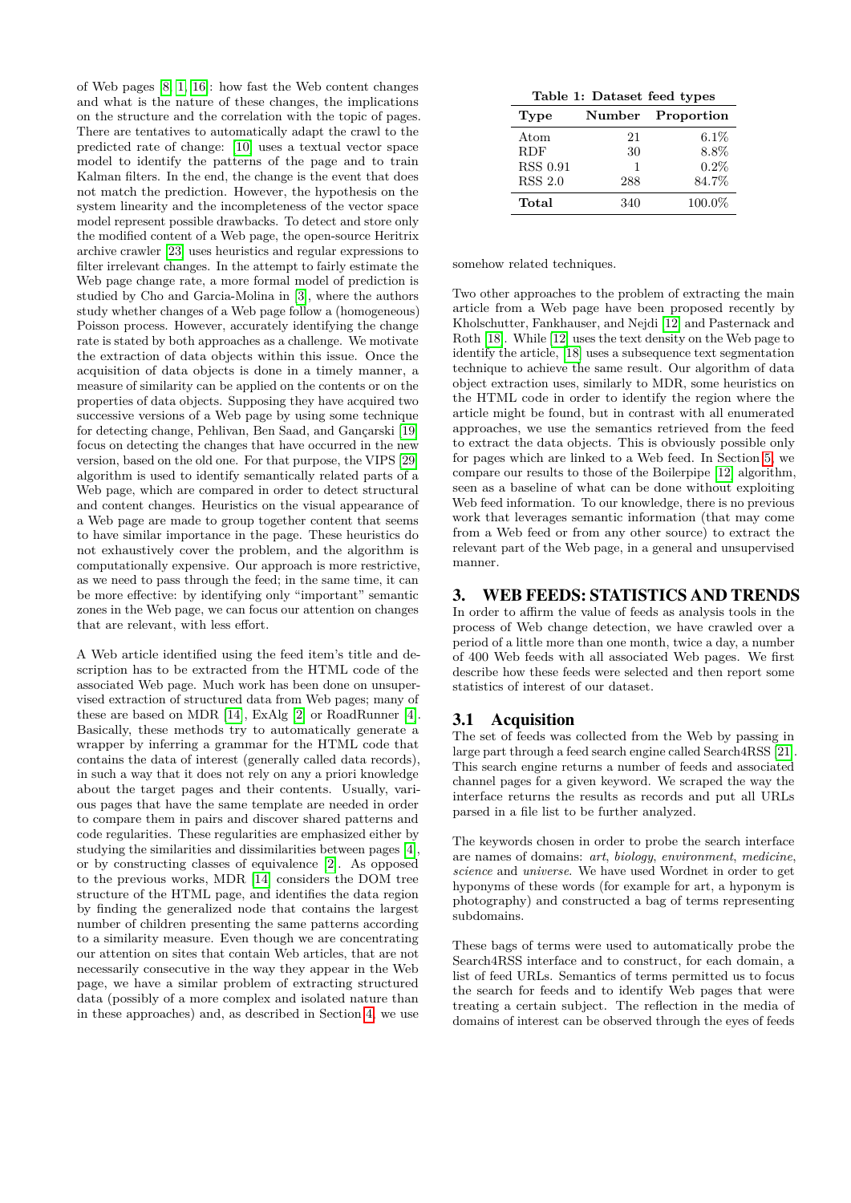of Web pages [8, 1, 16]: how fast the Web content changes and what is the nature of these changes, the implications on the structure and the correlation with the topic of pages. There are tentatives to automatically adapt the crawl to the predicted rate of change: [10] uses a textual vector space model to identify the patterns of the page and to train Kalman filters. In the end, the change is the event that does not match the prediction. However, the hypothesis on the system linearity and the incompleteness of the vector space model represent possible drawbacks. To detect and store only the modified content of a Web page, the open-source Heritrix archive crawler [23] uses heuristics and regular expressions to filter irrelevant changes. In the attempt to fairly estimate the Web page change rate, a more formal model of prediction is studied by Cho and Garcia-Molina in [3], where the authors study whether changes of a Web page follow a (homogeneous) Poisson process. However, accurately identifying the change rate is stated by both approaches as a challenge. We motivate the extraction of data objects within this issue. Once the acquisition of data objects is done in a timely manner, a measure of similarity can be applied on the contents or on the properties of data objects. Supposing they have acquired two successive versions of a Web page by using some technique for detecting change, Pehlivan, Ben Saad, and Gançarski [19] focus on detecting the changes that have occurred in the new version, based on the old one. For that purpose, the VIPS [29] algorithm is used to identify semantically related parts of a Web page, which are compared in order to detect structural and content changes. Heuristics on the visual appearance of a Web page are made to group together content that seems to have similar importance in the page. These heuristics do not exhaustively cover the problem, and the algorithm is computationally expensive. Our approach is more restrictive, as we need to pass through the feed; in the same time, it can be more effective: by identifying only "important" semantic zones in the Web page, we can focus our attention on changes that are relevant, with less effort.

A Web article identified using the feed item's title and description has to be extracted from the HTML code of the associated Web page. Much work has been done on unsupervised extraction of structured data from Web pages; many of these are based on MDR [14], ExAlg [2] or RoadRunner [4]. Basically, these methods try to automatically generate a wrapper by inferring a grammar for the HTML code that contains the data of interest (generally called data records), in such a way that it does not rely on any a priori knowledge about the target pages and their contents. Usually, various pages that have the same template are needed in order to compare them in pairs and discover shared patterns and code regularities. These regularities are emphasized either by studying the similarities and dissimilarities between pages [4], or by constructing classes of equivalence [2]. As opposed to the previous works, MDR [14] considers the DOM tree structure of the HTML page, and identifies the data region by finding the generalized node that contains the largest number of children presenting the same patterns according to a similarity measure. Even though we are concentrating our attention on sites that contain Web articles, that are not necessarily consecutive in the way they appear in the Web page, we have a similar problem of extracting structured data (possibly of a more complex and isolated nature than in these approaches) and, as described in Section 4, we use somehow related techniques.

**Table 1: Dataset feed types**

| Type | Number | Proportion |
|---|---|---|
| Atom | 21 | 6.1% |
| RDF | 30 | 8.8% |
| RSS 0.91 | 1 | 0.2% |
| RSS 2.0 | 288 | 84.7% |
| **Total** | 340 | 100.0% |

Two other approaches to the problem of extracting the main article from a Web page have been proposed recently by Kholschutter, Fankhauser, and Nejdi [12] and Pasternack and Roth [18]. While [12] uses the text density on the Web page to identify the article, [18] uses a subsequence text segmentation technique to achieve the same result. Our algorithm of data object extraction uses, similarly to MDR, some heuristics on the HTML code in order to identify the region where the article might be found, but in contrast with all enumerated approaches, we use the semantics retrieved from the feed to extract the data objects. This is obviously possible only for pages which are linked to a Web feed. In Section 5, we compare our results to those of the Boilerpipe [12] algorithm, seen as a baseline of what can be done without exploiting Web feed information. To our knowledge, there is no previous work that leverages semantic information (that may come from a Web feed or from any other source) to extract the relevant part of the Web page, in a general and unsupervised manner.

## 3. WEB FEEDS: STATISTICS AND TRENDS

In order to affirm the value of feeds as analysis tools in the process of Web change detection, we have crawled over a period of a little more than one month, twice a day, a number of 400 Web feeds with all associated Web pages. We first describe how these feeds were selected and then report some statistics of interest of our dataset.

### 3.1 Acquisition

The set of feeds was collected from the Web by passing in large part through a feed search engine called Search4RSS [21]. This search engine returns a number of feeds and associated channel pages for a given keyword. We scraped the way the interface returns the results as records and put all URLs parsed in a file list to be further analyzed.

The keywords chosen in order to probe the search interface are names of domains: *art*, *biology*, *environment*, *medicine*, *science* and *universe*. We have used Wordnet in order to get hyponyms of these words (for example for art, a hyponym is photography) and constructed a bag of terms representing subdomains.

These bags of terms were used to automatically probe the Search4RSS interface and to construct, for each domain, a list of feed URLs. Semantics of terms permitted us to focus the search for feeds and to identify Web pages that were treating a certain subject. The reflection in the media of domains of interest can be observed through the eyes of feeds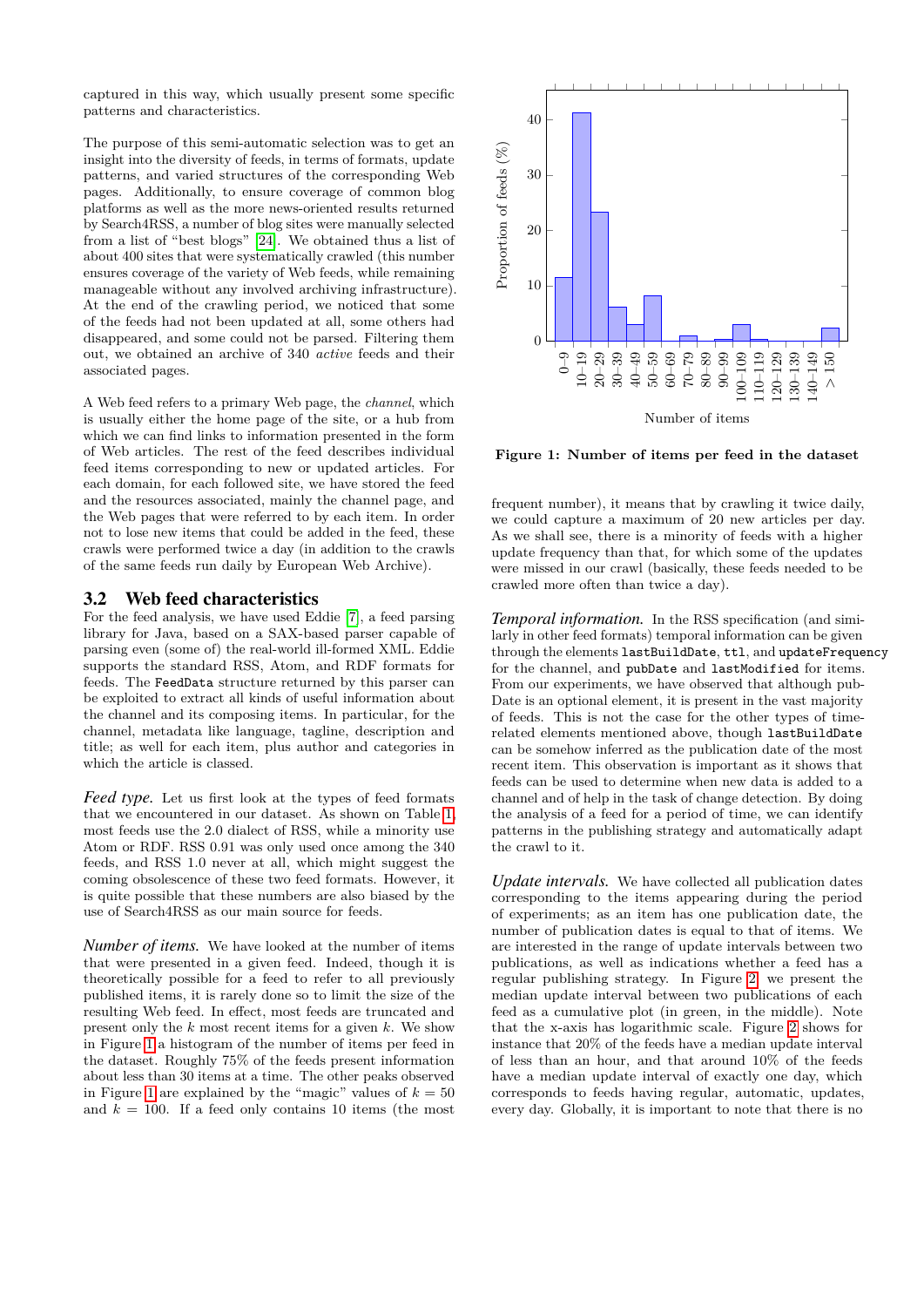captured in this way, which usually present some specific patterns and characteristics.

The purpose of this semi-automatic selection was to get an insight into the diversity of feeds, in terms of formats, update patterns, and varied structures of the corresponding Web pages. Additionally, to ensure coverage of common blog platforms as well as the more news-oriented results returned by Search4RSS, a number of blog sites were manually selected from a list of "best blogs" [24]. We obtained thus a list of about 400 sites that were systematically crawled (this number ensures coverage of the variety of Web feeds, while remaining manageable without any involved archiving infrastructure). At the end of the crawling period, we noticed that some of the feeds had not been updated at all, some others had disappeared, and some could not be parsed. Filtering them out, we obtained an archive of 340 *active* feeds and their associated pages.

A Web feed refers to a primary Web page, the *channel*, which is usually either the home page of the site, or a hub from which we can find links to information presented in the form of Web articles. The rest of the feed describes individual feed items corresponding to new or updated articles. For each domain, for each followed site, we have stored the feed and the resources associated, mainly the channel page, and the Web pages that were referred to by each item. In order not to lose new items that could be added in the feed, these crawls were performed twice a day (in addition to the crawls of the same feeds run daily by European Web Archive).

## 3.2 Web feed characteristics

For the feed analysis, we have used Eddie [7], a feed parsing library for Java, based on a SAX-based parser capable of parsing even (some of) the real-world ill-formed XML. Eddie supports the standard RSS, Atom, and RDF formats for feeds. The `FeedData` structure returned by this parser can be exploited to extract all kinds of useful information about the channel and its composing items. In particular, for the channel, metadata like language, tagline, description and title; as well for each item, plus author and categories in which the article is classed.

*Feed type.* Let us first look at the types of feed formats that we encountered in our dataset. As shown on Table 1, most feeds use the 2.0 dialect of RSS, while a minority use Atom or RDF. RSS 0.91 was only used once among the 340 feeds, and RSS 1.0 never at all, which might suggest the coming obsolescence of these two feed formats. However, it is quite possible that these numbers are also biased by the use of Search4RSS as our main source for feeds.

*Number of items.* We have looked at the number of items that were presented in a given feed. Indeed, though it is theoretically possible for a feed to refer to all previously published items, it is rarely done so to limit the size of the resulting Web feed. In effect, most feeds are truncated and present only the $k$ most recent items for a given $k$. We show in Figure 1 a histogram of the number of items per feed in the dataset. Roughly 75% of the feeds present information about less than 30 items at a time. The other peaks observed in Figure 1 are explained by the "magic" values of $k = 50$ and $k = 100$. If a feed only contains 10 items (the most frequent number), it means that by crawling it twice daily, we could capture a maximum of 20 new articles per day. As we shall see, there is a minority of feeds with a higher update frequency than that, for which some of the updates were missed in our crawl (basically, these feeds needed to be crawled more often than twice a day).

**Figure 1: Number of items per feed in the dataset**

*Temporal information.* In the RSS specification (and similarly in other feed formats) temporal information can be given through the elements `lastBuildDate`, `ttl`, and `updateFrequency` for the channel, and `pubDate` and `lastModified` for items. From our experiments, we have observed that although pubDate is an optional element, it is present in the vast majority of feeds. This is not the case for the other types of time-related elements mentioned above, though `lastBuildDate` can be somehow inferred as the publication date of the most recent item. This observation is important as it shows that feeds can be used to determine when new data is added to a channel and of help in the task of change detection. By doing the analysis of a feed for a period of time, we can identify patterns in the publishing strategy and automatically adapt the crawl to it.

*Update intervals.* We have collected all publication dates corresponding to the items appearing during the period of experiments; as an item has one publication date, the number of publication dates is equal to that of items. We are interested in the range of update intervals between two publications, as well as indications whether a feed has a regular publishing strategy. In Figure 2, we present the median update interval between two publications of each feed as a cumulative plot (in green, in the middle). Note that the x-axis has logarithmic scale. Figure 2 shows for instance that 20% of the feeds have a median update interval of less than an hour, and that around 10% of the feeds have a median update interval of exactly one day, which corresponds to feeds having regular, automatic, updates, every day. Globally, it is important to note that there is no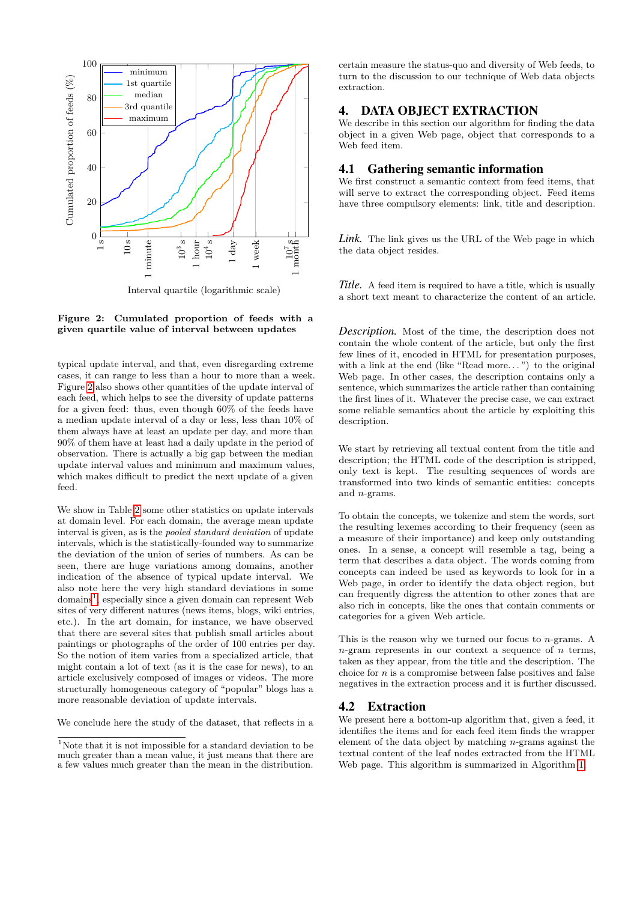Figure 2: Cumulated proportion of feeds with a given quartile value of interval between updates

typical update interval, and that, even disregarding extreme cases, it can range to less than a hour to more than a week. Figure 2 also shows other quantities of the update interval of each feed, which helps to see the diversity of update patterns for a given feed: thus, even though 60% of the feeds have a median update interval of a day or less, less than 10% of them always have at least an update per day, and more than 90% of them have at least had a daily update in the period of observation. There is actually a big gap between the median update interval values and minimum and maximum values, which makes difficult to predict the next update of a given feed.

We show in Table 2 some other statistics on update intervals at domain level. For each domain, the average mean update interval is given, as is the *pooled standard deviation* of update intervals, which is the statistically-founded way to summarize the deviation of the union of series of numbers. As can be seen, there are huge variations among domains, another indication of the absence of typical update interval. We also note here the very high standard deviations in some domains[1], especially since a given domain can represent Web sites of very different natures (news items, blogs, wiki entries, etc.). In the art domain, for instance, we have observed that there are several sites that publish small articles about paintings or photographs of the order of 100 entries per day. So the notion of item varies from a specialized article, that might contain a lot of text (as it is the case for news), to an article exclusively composed of images or videos. The more structurally homogeneous category of "popular" blogs has a more reasonable deviation of update intervals.

We conclude here the study of the dataset, that reflects in a certain measure the status-quo and diversity of Web feeds, to turn to the discussion to our technique of Web data objects extraction.

[1]Note that it is not impossible for a standard deviation to be much greater than a mean value, it just means that there are a few values much greater than the mean in the distribution.

# 4. DATA OBJECT EXTRACTION

We describe in this section our algorithm for finding the data object in a given Web page, object that corresponds to a Web feed item.

## 4.1 Gathering semantic information

We first construct a semantic context from feed items, that will serve to extract the corresponding object. Feed items have three compulsory elements: link, title and description.

*Link.* The link gives us the URL of the Web page in which the data object resides.

*Title.* A feed item is required to have a title, which is usually a short text meant to characterize the content of an article.

*Description.* Most of the time, the description does not contain the whole content of the article, but only the first few lines of it, encoded in HTML for presentation purposes, with a link at the end (like "Read more...") to the original Web page. In other cases, the description contains only a sentence, which summarizes the article rather than containing the first lines of it. Whatever the precise case, we can extract some reliable semantics about the article by exploiting this description.

We start by retrieving all textual content from the title and description; the HTML code of the description is stripped, only text is kept. The resulting sequences of words are transformed into two kinds of semantic entities: concepts and $n$-grams.

To obtain the concepts, we tokenize and stem the words, sort the resulting lexemes according to their frequency (seen as a measure of their importance) and keep only outstanding ones. In a sense, a concept will resemble a tag, being a term that describes a data object. The words coming from concepts can indeed be used as keywords to look for in a Web page, in order to identify the data object region, but can frequently digress the attention to other zones that are also rich in concepts, like the ones that contain comments or categories for a given Web article.

This is the reason why we turned our focus to $n$-grams. A $n$-gram represents in our context a sequence of $n$ terms, taken as they appear, from the title and the description. The choice for $n$ is a compromise between false positives and false negatives in the extraction process and it is further discussed.

## 4.2 Extraction

We present here a bottom-up algorithm that, given a feed, it identifies the items and for each feed item finds the wrapper element of the data object by matching $n$-grams against the textual content of the leaf nodes extracted from the HTML Web page. This algorithm is summarized in Algorithm 1.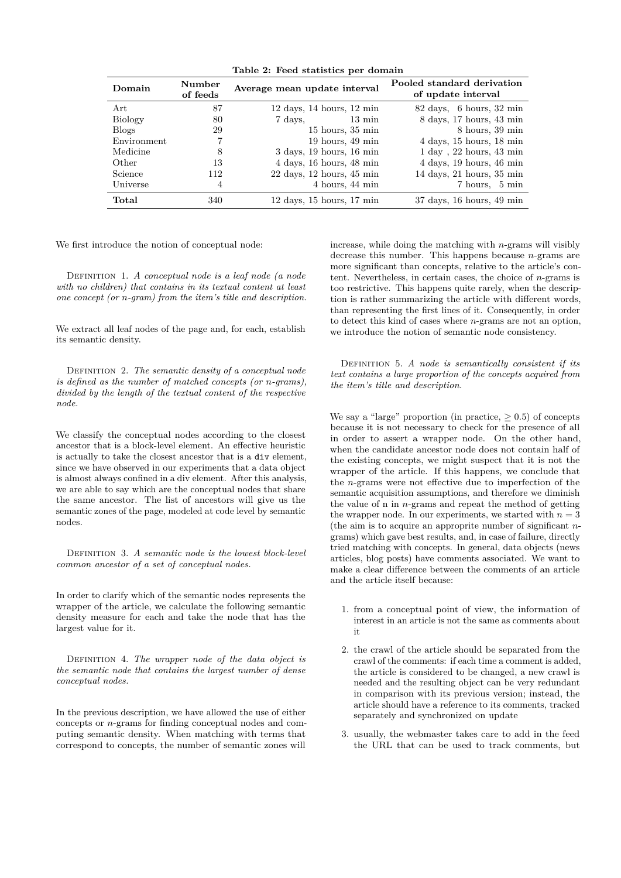**Table 2: Feed statistics per domain**

| Domain | Number of feeds | Average mean update interval | Pooled standard derivation of update interval |
|---|---|---|---|
| Art | 87 | 12 days, 14 hours, 12 min | 82 days, 6 hours, 32 min |
| Biology | 80 | 7 days, 13 min | 8 days, 17 hours, 43 min |
| Blogs | 29 | 15 hours, 35 min | 8 hours, 39 min |
| Environment | 7 | 19 hours, 49 min | 4 days, 15 hours, 18 min |
| Medicine | 8 | 3 days, 19 hours, 16 min | 1 day , 22 hours, 43 min |
| Other | 13 | 4 days, 16 hours, 48 min | 4 days, 19 hours, 46 min |
| Science | 112 | 22 days, 12 hours, 45 min | 14 days, 21 hours, 35 min |
| Universe | 4 | 4 hours, 44 min | 7 hours, 5 min |
| **Total** | 340 | 12 days, 15 hours, 17 min | 37 days, 16 hours, 49 min |

We first introduce the notion of conceptual node:

Definition 1. *A conceptual node is a leaf node (a node with no children) that contains in its textual content at least one concept (or n-gram) from the item's title and description.*

We extract all leaf nodes of the page and, for each, establish its semantic density.

Definition 2. *The semantic density of a conceptual node is defined as the number of matched concepts (or n-grams), divided by the length of the textual content of the respective node.*

We classify the conceptual nodes according to the closest ancestor that is a block-level element. An effective heuristic is actually to take the closest ancestor that is a `div` element, since we have observed in our experiments that a data object is almost always confined in a div element. After this analysis, we are able to say which are the conceptual nodes that share the same ancestor. The list of ancestors will give us the semantic zones of the page, modeled at code level by semantic nodes.

Definition 3. *A semantic node is the lowest block-level common ancestor of a set of conceptual nodes.*

In order to clarify which of the semantic nodes represents the wrapper of the article, we calculate the following semantic density measure for each and take the node that has the largest value for it.

Definition 4. *The wrapper node of the data object is the semantic node that contains the largest number of dense conceptual nodes.*

In the previous description, we have allowed the use of either concepts or $n$-grams for finding conceptual nodes and computing semantic density. When matching with terms that correspond to concepts, the number of semantic zones will increase, while doing the matching with $n$-grams will visibly decrease this number. This happens because $n$-grams are more significant than concepts, relative to the article's content. Nevertheless, in certain cases, the choice of $n$-grams is too restrictive. This happens quite rarely, when the description is rather summarizing the article with different words, than representing the first lines of it. Consequently, in order to detect this kind of cases where $n$-grams are not an option, we introduce the notion of semantic node consistency.

Definition 5. *A node is semantically consistent if its text contains a large proportion of the concepts acquired from the item's title and description.*

We say a "large" proportion (in practice, $\geq 0.5$) of concepts because it is not necessary to check for the presence of all in order to assert a wrapper node. On the other hand, when the candidate ancestor node does not contain half of the existing concepts, we might suspect that it is not the wrapper of the article. If this happens, we conclude that the $n$-grams were not effective due to imperfection of the semantic acquisition assumptions, and therefore we diminish the value of n in $n$-grams and repeat the method of getting the wrapper node. In our experiments, we started with $n = 3$ (the aim is to acquire an appropriate number of significant $n$-grams) which gave best results, and, in case of failure, directly tried matching with concepts. In general, data objects (news articles, blog posts) have comments associated. We want to make a clear difference between the comments of an article and the article itself because:

1. from a conceptual point of view, the information of interest in an article is not the same as comments about it
2. the crawl of the article should be separated from the crawl of the comments: if each time a comment is added, the article is considered to be changed, a new crawl is needed and the resulting object can be very redundant in comparison with its previous version; instead, the article should have a reference to its comments, tracked separately and synchronized on update
3. usually, the webmaster takes care to add in the feed the URL that can be used to track comments, but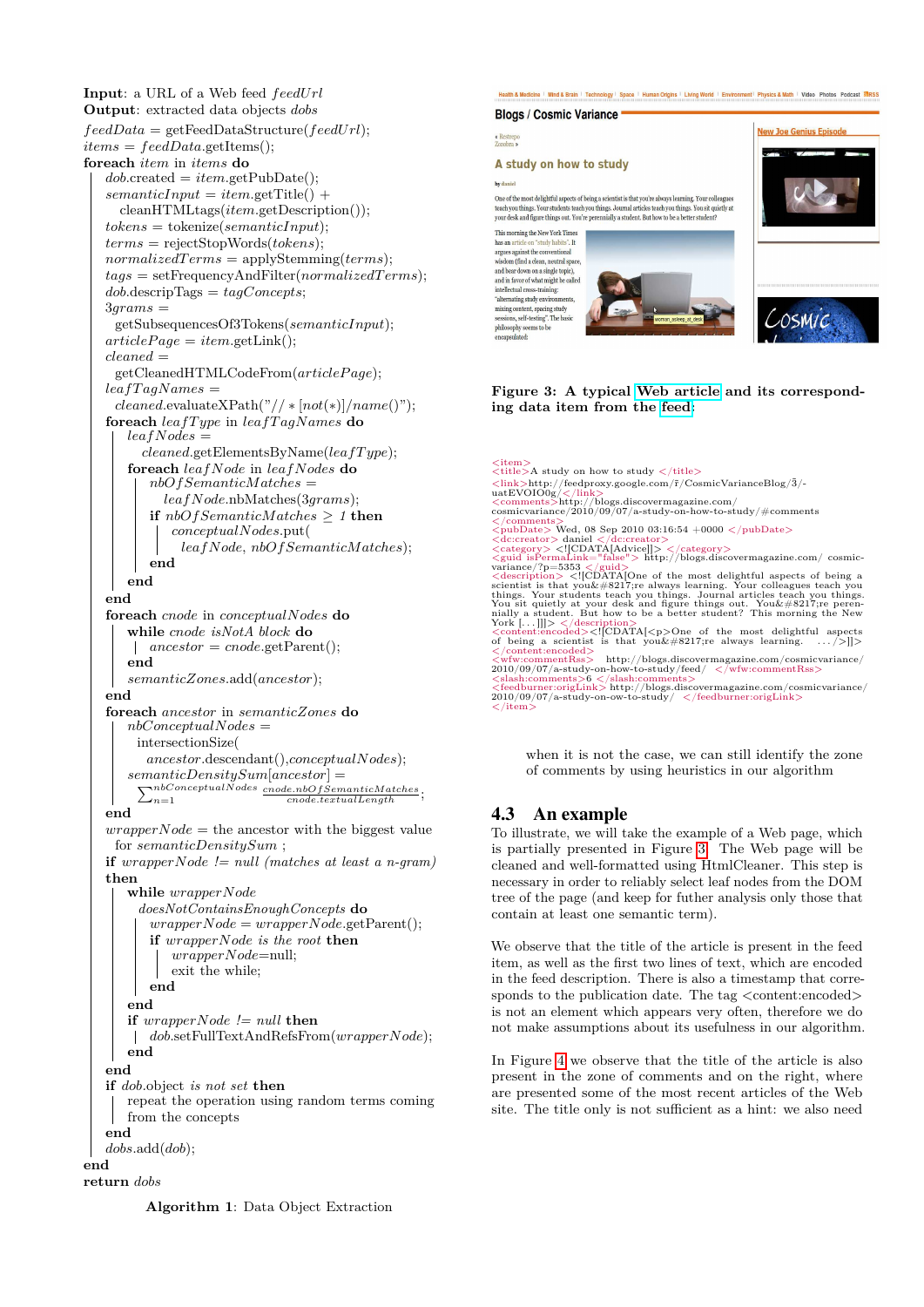**Input**: a URL of a Web feed *feedUrl*
**Output**: extracted data objects *dobs*

```
feedData = getFeedDataStructure(feedUrl);
items = feedData.getItems();
foreach item in items do
    dob.created = item.getPubDate();
    semanticInput = item.getTitle() +
        cleanHTMLtags(item.getDescription());
    tokens = tokenize(semanticInput);
    terms = rejectStopWords(tokens);
    normalizedTerms = applyStemming(terms);
    tags = setFrequencyAndFilter(normalizedTerms);
    dob.descripTags = tagConcepts;
    3grams =
        getSubsequencesOf3Tokens(semanticInput);
    articlePage = item.getLink();
    cleaned =
        getCleanedHTMLCodeFrom(articlePage);
    leafTagNames =
        cleaned.evaluateXPath("//*[not(*)]/name()");
    foreach leafType in leafTagNames do
        leafNodes =
            cleaned.getElementsByName(leafType);
        foreach leafNode in leafNodes do
            nbOfSemanticMatches =
                leafNode.nbMatches(3grams);
            if nbOfSemanticMatches ≥ 1 then
                conceptualNodes.put(
                    leafNode, nbOfSemanticMatches);
            end
        end
    end
    foreach cnode in conceptualNodes do
        while cnode isNotA block do
            ancestor = cnode.getParent();
        end
        semanticZones.add(ancestor);
    end
    foreach ancestor in semanticZones do
        nbConceptualNodes =
            intersectionSize(
            ancestor.descendant(),conceptualNodes);
        semanticDensitySum[ancestor] =
            Σ_{n=1}^{nbConceptualNodes} cnode.nbOfSemanticMatches / cnode.textualLength;
    end
    wrapperNode = the ancestor with the biggest value
        for semanticDensitySum ;
    if wrapperNode != null (matches at least a n-gram)
    then
        while wrapperNode
            doesNotContainsEnoughConcepts do
            wrapperNode = wrapperNode.getParent();
            if wrapperNode is the root then
                wrapperNode=null;
                exit the while;
            end
        end
        if wrapperNode != null then
            dob.setFullTextAndRefsFrom(wrapperNode);
        end
    end
    if dob.object is not set then
        repeat the operation using random terms coming
        from the concepts
    end
    dobs.add(dob);
end
return dobs
```

Algorithm 1: Data Object Extraction

Figure 3: A typical Web article and its corresponding data item from the feed.

```
<item>
<title>A study on how to study </title>
<link>http://feedproxy.google.com/~r/CosmicVarianceBlog/~3/-uatEVOIO0g/</link>
<comments>http://blogs.discovermagazine.com/cosmicvariance/2010/09/07/a-study-on-how-to-study/#comments
</comments>
<pubDate> Wed, 08 Sep 2010 03:16:54 +0000 </pubDate>
<dc:creator> daniel </dc:creator>
<category> <![CDATA[Advice]]> </category>
<guid isPermaLink="false"> http://blogs.discovermagazine.com/ cosmic-variance/?p=5353 </guid>
<description> <![CDATA[One of the most delightful aspects of being a scientist is that you&#8217;re always learning. Your colleagues teach you things. Your students teach you things. Journal articles teach you things. You sit quietly at your desk and figure things out. You&#8217;re perennially a student. But how to be a better student? This morning the New York [...]]]> </description>
<content:encoded><![CDATA[<p>One of the most delightful aspects of being a scientist is that you&#8217;re always learning. .../>]]>
</content:encoded>
<wfw:commentRss> http://blogs.discovermagazine.com/cosmicvariance/2010/09/07/a-study-on-how-to-study/feed/ </wfw:commentRss>
<slash:comments>6 </slash:comments>
<feedburner:origLink> http://blogs.discovermagazine.com/cosmicvariance/2010/09/07/a-study-on-ow-to-study/ </feedburner:origLink>
</item>
```

when it is not the case, we can still identify the zone of comments by using heuristics in our algorithm

## 4.3 An example

To illustrate, we will take the example of a Web page, which is partially presented in Figure 3. The Web page will be cleaned and well-formatted using HtmlCleaner. This step is necessary in order to reliably select leaf nodes from the DOM tree of the page (and keep for futher analysis only those that contain at least one semantic term).

We observe that the title of the article is present in the feed item, as well as the first two lines of text, which are encoded in the feed description. There is also a timestamp that corresponds to the publication date. The tag <content:encoded> is not an element which appears very often, therefore we do not make assumptions about its usefulness in our algorithm.

In Figure 4 we observe that the title of the article is also present in the zone of comments and on the right, where are presented some of the most recent articles of the Web site. The title only is not sufficient as a hint: we also need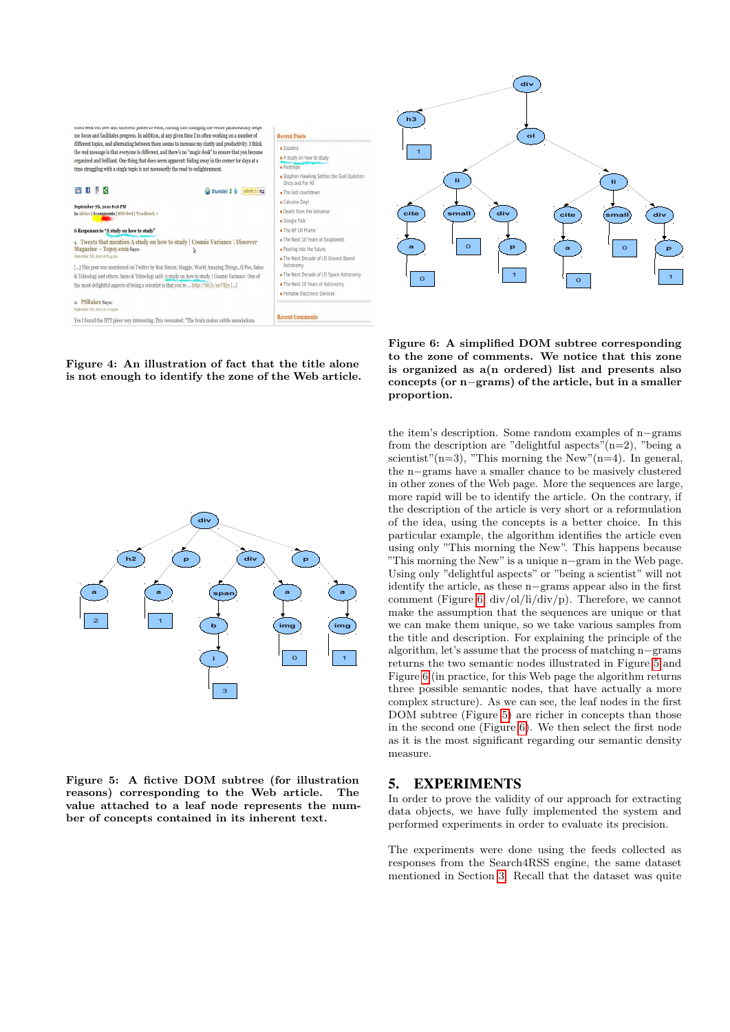Figure 4: An illustration of fact that the title alone is not enough to identify the zone of the Web article.

Figure 5: A fictive DOM subtree (for illustration reasons) corresponding to the Web article. The value attached to a leaf node represents the number of concepts contained in its inherent text.

Figure 6: A simplified DOM subtree corresponding to the zone of comments. We notice that this zone is organized as a(n ordered) list and presents also concepts (or n−grams) of the article, but in a smaller proportion.

the item's description. Some random examples of n−grams from the description are "delightful aspects"(n=2), "being a scientist"(n=3), "This morning the New"(n=4). In general, the n−grams have a smaller chance to be massively clustered in other zones of the Web page. More the sequences are large, more rapid will be to identify the article. On the contrary, if the description of the article is very short or a reformulation of the idea, using the concepts is a better choice. In this particular example, the algorithm identifies the article even using only "This morning the New". This happens because "This morning the New" is a unique n−gram in the Web page. Using only "delightful aspects" or "being a scientist" will not identify the article, as these n−grams appear also in the first comment (Figure 6 div/ol/li/div/p). Therefore, we cannot make the assumption that the sequences are unique or that we can make them unique, so we take various samples from the title and description. For explaining the principle of the algorithm, let's assume that the process of matching n−grams returns the two semantic nodes illustrated in Figure 5 and Figure 6 (in practice, for this Web page the algorithm returns three possible semantic nodes, that have actually a more complex structure). As we can see, the leaf nodes in the first DOM subtree (Figure 5) are richer in concepts than those in the second one (Figure 6). We then select the first node as it is the most significant regarding our semantic density measure.

## 5. EXPERIMENTS

In order to prove the validity of our approach for extracting data objects, we have fully implemented the system and performed experiments in order to evaluate its precision.

The experiments were done using the feeds collected as responses from the Search4RSS engine, the same dataset mentioned in Section 3. Recall that the dataset was quite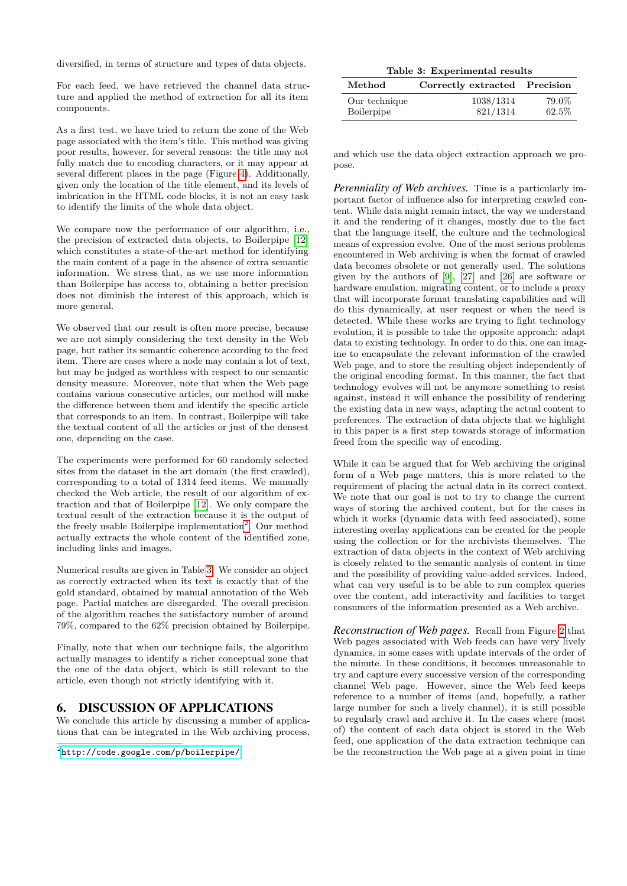diversified, in terms of structure and types of data objects.

For each feed, we have retrieved the channel data structure and applied the method of extraction for all its item components.

As a first test, we have tried to return the zone of the Web page associated with the item's title. This method was giving poor results, however, for several reasons: the title may not fully match due to encoding characters, or it may appear at several different places in the page (Figure 4). Additionally, given only the location of the title element, and its levels of imbrication in the HTML code blocks, it is not an easy task to identify the limits of the whole data object.

We compare now the performance of our algorithm, i.e., the precision of extracted data objects, to Boilerpipe [12] which constitutes a state-of-the-art method for identifying the main content of a page in the absence of extra semantic information. We stress that, as we use more information than Boilerpipe has access to, obtaining a better precision does not diminish the interest of this approach, which is more general.

We observed that our result is often more precise, because we are not simply considering the text density in the Web page, but rather its semantic coherence according to the feed item. There are cases where a node may contain a lot of text, but may be judged as worthless with respect to our semantic density measure. Moreover, note that when the Web page contains various consecutive articles, our method will make the difference between them and identify the specific article that corresponds to an item. In contrast, Boilerpipe will take the textual content of all the articles or just of the densest one, depending on the case.

The experiments were performed for 60 randomly selected sites from the dataset in the art domain (the first crawled), corresponding to a total of 1314 feed items. We manually checked the Web article, the result of our algorithm of extraction and that of Boilerpipe [12]. We only compare the textual result of the extraction because it is the output of the freely usable Boilerpipe implementation[2]. Our method actually extracts the whole content of the identified zone, including links and images.

Numerical results are given in Table 3. We consider an object as correctly extracted when its text is exactly that of the gold standard, obtained by manual annotation of the Web page. Partial matches are disregarded. The overall precision of the algorithm reaches the satisfactory number of around 79%, compared to the 62% precision obtained by Boilerpipe.

Finally, note that when our technique fails, the algorithm actually manages to identify a richer conceptual zone that the one of the data object, which is still relevant to the article, even though not strictly identifying with it.

**Table 3: Experimental results**

| Method | Correctly extracted | Precision |
|---|---|---|
| Our technique | 1038/1314 | 79.0% |
| Boilerpipe | 821/1314 | 62.5% |

## 6. DISCUSSION OF APPLICATIONS

We conclude this article by discussing a number of applications that can be integrated in the Web archiving process, and which use the data object extraction approach we propose.

***Perenniality of Web archives.*** Time is a particularly important factor of influence also for interpreting crawled content. While data might remain intact, the way we understand it and the rendering of it changes, mostly due to the fact that the language itself, the culture and the technological means of expression evolve. One of the most serious problems encountered in Web archiving is when the format of crawled data becomes obsolete or not generally used. The solutions given by the authors of [9], [27] and [26] are software or hardware emulation, migrating content, or to include a proxy that will incorporate format translating capabilities and will do this dynamically, at user request or when the need is detected. While these works are trying to fight technology evolution, it is possible to take the opposite approach: adapt data to existing technology. In order to do this, one can imagine to encapsulate the relevant information of the crawled Web page, and to store the resulting object independently of the original encoding format. In this manner, the fact that technology evolves will not be anymore something to resist against, instead it will enhance the possibility of rendering the existing data in new ways, adapting the actual content to preferences. The extraction of data objects that we highlight in this paper is a first step towards storage of information freed from the specific way of encoding.

While it can be argued that for Web archiving the original form of a Web page matters, this is more related to the requirement of placing the actual data in its correct context. We note that our goal is not to try to change the current ways of storing the archived content, but for the cases in which it works (dynamic data with feed associated), some interesting overlay applications can be created for the people using the collection or for the archivists themselves. The extraction of data objects in the context of Web archiving is closely related to the semantic analysis of content in time and the possibility of providing value-added services. Indeed, what can very useful is to be able to run complex queries over the content, add interactivity and facilities to target consumers of the information presented as a Web archive.

***Reconstruction of Web pages.*** Recall from Figure 2 that Web pages associated with Web feeds can have very lively dynamics, in some cases with update intervals of the order of the minute. In these conditions, it becomes unreasonable to try and capture every successive version of the corresponding channel Web page. However, since the Web feed keeps reference to a number of items (and, hopefully, a rather large number for such a lively channel), it is still possible to regularly crawl and archive it. In the cases where (most of) the content of each data object is stored in the Web feed, one application of the data extraction technique can be the reconstruction the Web page at a given point in time

[2] http://code.google.com/p/boilerpipe/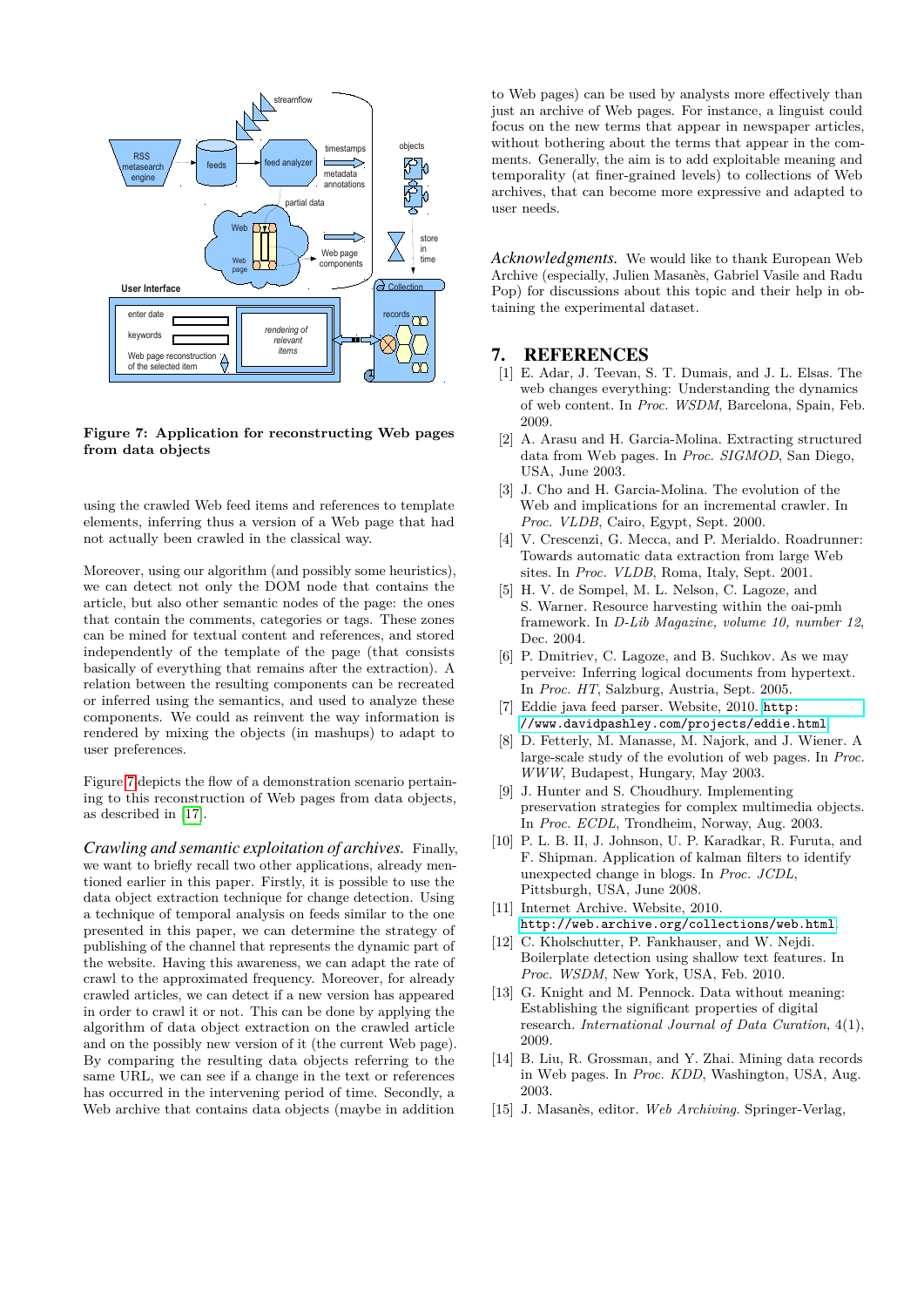**Figure 7: Application for reconstructing Web pages from data objects**

using the crawled Web feed items and references to template elements, inferring thus a version of a Web page that had not actually been crawled in the classical way.

Moreover, using our algorithm (and possibly some heuristics), we can detect not only the DOM node that contains the article, but also other semantic nodes of the page: the ones that contain the comments, categories or tags. These zones can be mined for textual content and references, and stored independently of the template of the page (that consists basically of everything that remains after the extraction). A relation between the resulting components can be recreated or inferred using the semantics, and used to analyze these components. We could as reinvent the way information is rendered by mixing the objects (in mashups) to adapt to user preferences.

Figure 7 depicts the flow of a demonstration scenario pertaining to this reconstruction of Web pages from data objects, as described in [17].

*Crawling and semantic exploitation of archives.* Finally, we want to briefly recall two other applications, already mentioned earlier in this paper. Firstly, it is possible to use the data object extraction technique for change detection. Using a technique of temporal analysis on feeds similar to the one presented in this paper, we can determine the strategy of publishing of the channel that represents the dynamic part of the website. Having this awareness, we can adapt the rate of crawl to the approximated frequency. Moreover, for already crawled articles, we can detect if a new version has appeared in order to crawl it or not. This can be done by applying the algorithm of data object extraction on the crawled article and on the possibly new version of it (the current Web page). By comparing the resulting data objects referring to the same URL, we can see if a change in the text or references has occurred in the intervening period of time. Secondly, a Web archive that contains data objects (maybe in addition to Web pages) can be used by analysts more effectively than just an archive of Web pages. For instance, a linguist could focus on the new terms that appear in newspaper articles, without bothering about the terms that appear in the comments. Generally, the aim is to add exploitable meaning and temporality (at finer-grained levels) to collections of Web archives, that can become more expressive and adapted to user needs.

*Acknowledgments.* We would like to thank European Web Archive (especially, Julien Masanès, Gabriel Vasile and Radu Pop) for discussions about this topic and their help in obtaining the experimental dataset.

## 7. REFERENCES

[1] E. Adar, J. Teevan, S. T. Dumais, and J. L. Elsas. The web changes everything: Understanding the dynamics of web content. In *Proc. WSDM*, Barcelona, Spain, Feb. 2009.

[2] A. Arasu and H. Garcia-Molina. Extracting structured data from Web pages. In *Proc. SIGMOD*, San Diego, USA, June 2003.

[3] J. Cho and H. Garcia-Molina. The evolution of the Web and implications for an incremental crawler. In *Proc. VLDB*, Cairo, Egypt, Sept. 2000.

[4] V. Crescenzi, G. Mecca, and P. Merialdo. Roadrunner: Towards automatic data extraction from large Web sites. In *Proc. VLDB*, Roma, Italy, Sept. 2001.

[5] H. V. de Sompel, M. L. Nelson, C. Lagoze, and S. Warner. Resource harvesting within the oai-pmh framework. In *D-Lib Magazine, volume 10, number 12*, Dec. 2004.

[6] P. Dmitriev, C. Lagoze, and B. Suchkov. As we may perveive: Inferring logical documents from hypertext. In *Proc. HT*, Salzburg, Austria, Sept. 2005.

[7] Eddie java feed parser. Website, 2010. `http://www.davidpashley.com/projects/eddie.html`.

[8] D. Fetterly, M. Manasse, M. Najork, and J. Wiener. A large-scale study of the evolution of web pages. In *Proc. WWW*, Budapest, Hungary, May 2003.

[9] J. Hunter and S. Choudhury. Implementing preservation strategies for complex multimedia objects. In *Proc. ECDL*, Trondheim, Norway, Aug. 2003.

[10] P. L. B. II, J. Johnson, U. P. Karadkar, R. Furuta, and F. Shipman. Application of kalman filters to identify unexpected change in blogs. In *Proc. JCDL*, Pittsburgh, USA, June 2008.

[11] Internet Archive. Website, 2010. `http://web.archive.org/collections/web.html`.

[12] C. Kholschutter, P. Fankhauser, and W. Nejdi. Boilerplate detection using shallow text features. In *Proc. WSDM*, New York, USA, Feb. 2010.

[13] G. Knight and M. Pennock. Data without meaning: Establishing the significant properties of digital research. *International Journal of Data Curation*, 4(1), 2009.

[14] B. Liu, R. Grossman, and Y. Zhai. Mining data records in Web pages. In *Proc. KDD*, Washington, USA, Aug. 2003.

[15] J. Masanès, editor. *Web Archiving*. Springer-Verlag,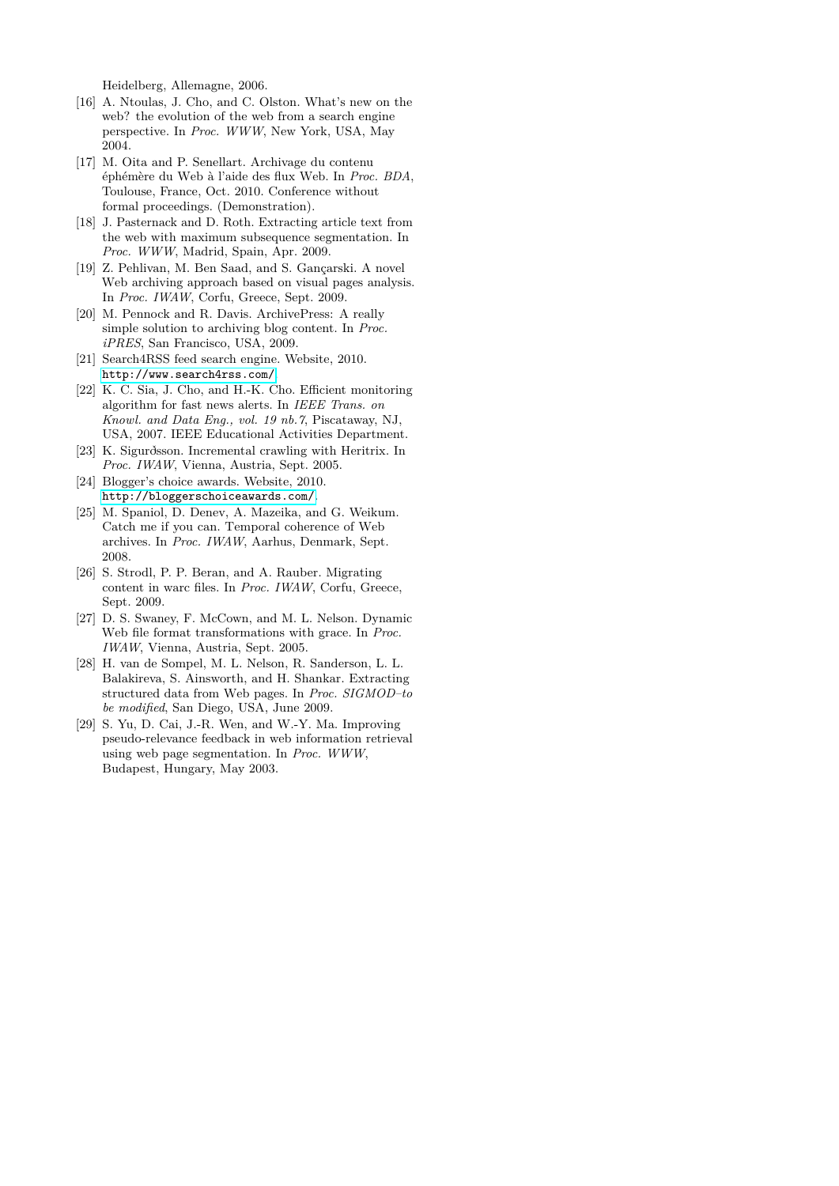Heidelberg, Allemagne, 2006.

[16] A. Ntoulas, J. Cho, and C. Olston. What's new on the web? the evolution of the web from a search engine perspective. In *Proc. WWW*, New York, USA, May 2004.

[17] M. Oita and P. Senellart. Archivage du contenu éphémère du Web à l'aide des flux Web. In *Proc. BDA*, Toulouse, France, Oct. 2010. Conference without formal proceedings. (Demonstration).

[18] J. Pasternack and D. Roth. Extracting article text from the web with maximum subsequence segmentation. In *Proc. WWW*, Madrid, Spain, Apr. 2009.

[19] Z. Pehlivan, M. Ben Saad, and S. Gançarski. A novel Web archiving approach based on visual pages analysis. In *Proc. IWAW*, Corfu, Greece, Sept. 2009.

[20] M. Pennock and R. Davis. ArchivePress: A really simple solution to archiving blog content. In *Proc. iPRES*, San Francisco, USA, 2009.

[21] Search4RSS feed search engine. Website, 2010. http://www.search4rss.com/.

[22] K. C. Sia, J. Cho, and H.-K. Cho. Efficient monitoring algorithm for fast news alerts. In *IEEE Trans. on Knowl. and Data Eng., vol. 19 nb.7*, Piscataway, NJ, USA, 2007. IEEE Educational Activities Department.

[23] K. Sigurðsson. Incremental crawling with Heritrix. In *Proc. IWAW*, Vienna, Austria, Sept. 2005.

[24] Blogger's choice awards. Website, 2010. http://bloggerschoiceawards.com/.

[25] M. Spaniol, D. Denev, A. Mazeika, and G. Weikum. Catch me if you can. Temporal coherence of Web archives. In *Proc. IWAW*, Aarhus, Denmark, Sept. 2008.

[26] S. Strodl, P. P. Beran, and A. Rauber. Migrating content in warc files. In *Proc. IWAW*, Corfu, Greece, Sept. 2009.

[27] D. S. Swaney, F. McCown, and M. L. Nelson. Dynamic Web file format transformations with grace. In *Proc. IWAW*, Vienna, Austria, Sept. 2005.

[28] H. van de Sompel, M. L. Nelson, R. Sanderson, L. L. Balakireva, S. Ainsworth, and H. Shankar. Extracting structured data from Web pages. In *Proc. SIGMOD–to be modified*, San Diego, USA, June 2009.

[29] S. Yu, D. Cai, J.-R. Wen, and W.-Y. Ma. Improving pseudo-relevance feedback in web information retrieval using web page segmentation. In *Proc. WWW*, Budapest, Hungary, May 2003.